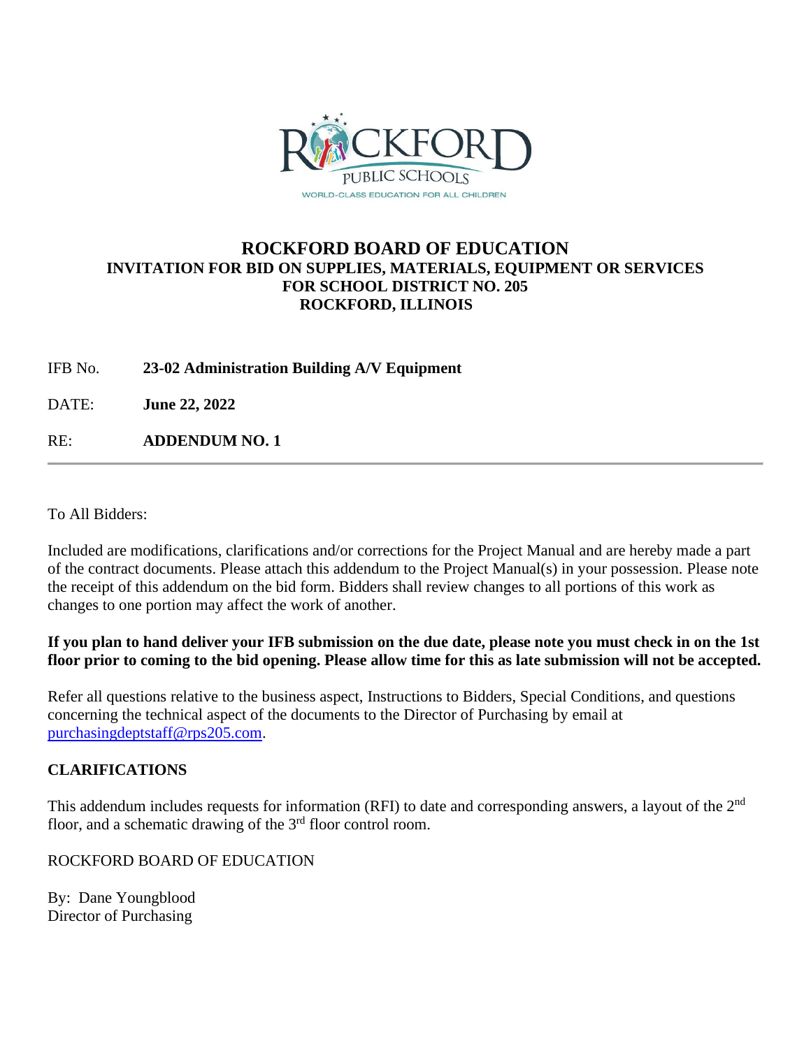ROCKFORD PUBLIC SCHOOLS
WORLD-CLASS EDUCATION FOR ALL CHILDREN

# ROCKFORD BOARD OF EDUCATION

## INVITATION FOR BID ON SUPPLIES, MATERIALS, EQUIPMENT OR SERVICES FOR SCHOOL DISTRICT NO. 205 ROCKFORD, ILLINOIS

IFB No. **23-02 Administration Building A/V Equipment**

DATE: **June 22, 2022**

RE: **ADDENDUM NO. 1**

---

To All Bidders:

Included are modifications, clarifications and/or corrections for the Project Manual and are hereby made a part of the contract documents. Please attach this addendum to the Project Manual(s) in your possession. Please note the receipt of this addendum on the bid form. Bidders shall review changes to all portions of this work as changes to one portion may affect the work of another.

**If you plan to hand deliver your IFB submission on the due date, please note you must check in on the 1st floor prior to coming to the bid opening. Please allow time for this as late submission will not be accepted.**

Refer all questions relative to the business aspect, Instructions to Bidders, Special Conditions, and questions concerning the technical aspect of the documents to the Director of Purchasing by email at purchasingdeptstaff@rps205.com.

**CLARIFICATIONS**

This addendum includes requests for information (RFI) to date and corresponding answers, a layout of the 2nd floor, and a schematic drawing of the 3rd floor control room.

ROCKFORD BOARD OF EDUCATION

By: Dane Youngblood
Director of Purchasing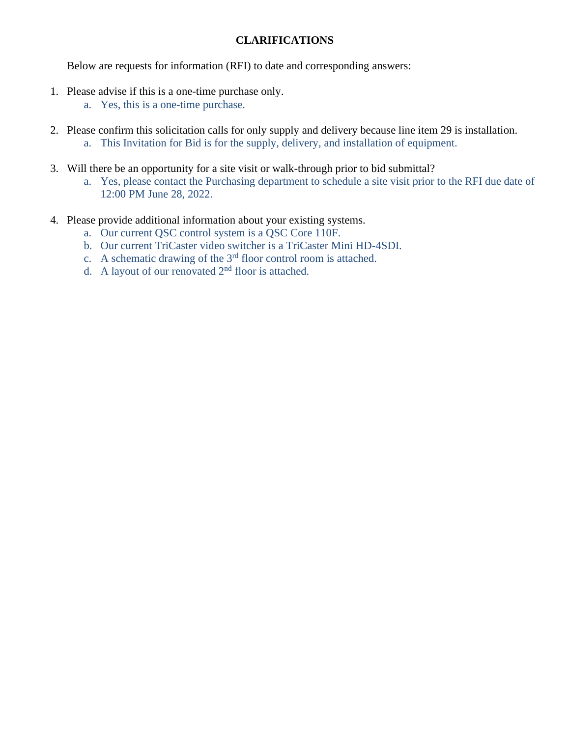**CLARIFICATIONS**

Below are requests for information (RFI) to date and corresponding answers:

1. Please advise if this is a one-time purchase only.
    a. Yes, this is a one-time purchase.

2. Please confirm this solicitation calls for only supply and delivery because line item 29 is installation.
    a. This Invitation for Bid is for the supply, delivery, and installation of equipment.

3. Will there be an opportunity for a site visit or walk-through prior to bid submittal?
    a. Yes, please contact the Purchasing department to schedule a site visit prior to the RFI due date of 12:00 PM June 28, 2022.

4. Please provide additional information about your existing systems.
    a. Our current QSC control system is a QSC Core 110F.
    b. Our current TriCaster video switcher is a TriCaster Mini HD-4SDI.
    c. A schematic drawing of the 3rd floor control room is attached.
    d. A layout of our renovated 2nd floor is attached.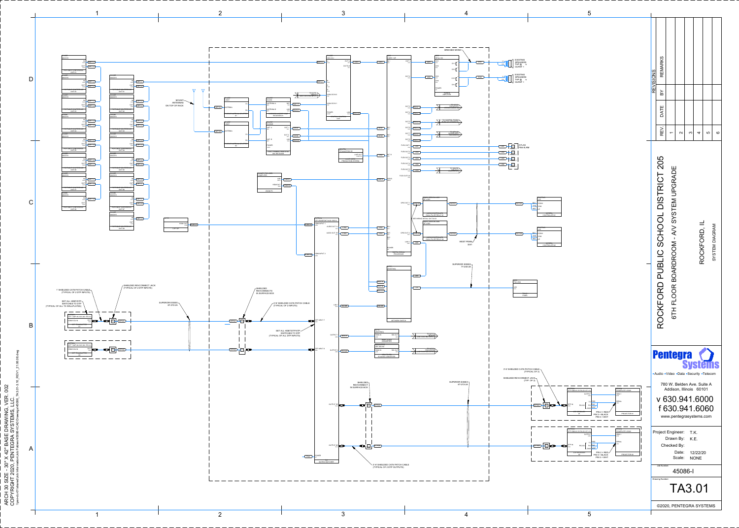# ROCKFORD PUBLIC SCHOOL DISTRICT 205

## 6TH FLOOR BOARDROOM - A/V SYSTEM UPGRADE

## ROCKFORD, IL

### SYSTEM DIAGRAM

| REV. | DATE | BY | REMARKS |
|---|---|---|---|
| 1 | | | |
| 2 | | | |
| 3 | | | |
| 4 | | | |
| 5 | | | |
| 6 | | | |

**Pentegra Systems**

•Audio •Video •Data •Security •Telecom

780 W. Belden Ave. Suite A
Addison, Illinois 60101

v 630.941.6000
f 630.941.6060
www.pentegrasystems.com

Project Engineer: T.K.
Drawn By: K.E.
Checked By:
Date: 12/22/20
Scale: NONE

Job Number: 45086-I

Drawing Number: TA3.01

©2020, PENTEGRA SYSTEMS

ARCH 30 SIZE - 30" X 42" BASE DRAWING VER. 002
COPYRIGHT 2020, PENTEGRA SYSTEMS, LLC.

---

Diagram notes:

- BRIDGED MONO
- EXISTING SPEAKERS TAP @ ___ W QUANTITY: ___
- EXISTING SPEAKERS TAP @ ___ W QUANTITY: ___
- MOUNT ANTENNAS ON TOP OF RACK
- ATLAS FM8-SLRM
- WEST PENN 3241
- SUPERIOR ESSEX 77-240-2A
- SUPERIOR ESSEX 6T-272-2A
- 1' SHIELDED CAT6 PATCH CABLE (TYPICAL OF 2 DTP INPUTS)
- SHIELDED REVCONNECT JACK (TYPICAL OF 2 DTP INPUTS)
- SET ALL HDBT/DTP SWITCHES TO DTP (TYPICAL OF ALL TX WALLPLATES)
- SHIELDED REVCONNECTS IN SURFACE BOX
- 3'-6' SHIELDED CAT6 PATCH CABLE (TYPICAL OF 2 INPUTS)
- SET ALL HDBT/DTP/XTP SWITCHES TO DTP (TYPICAL OF ALL DTP INPUTS)
- SHIELDED REVCONNECT IN SURFACE BOX
- 3'-6' SHIELDED CAT6 PATCH CABLE (TYPICAL OF 2 DTP OUTPUTS)
- 3'-6' SHIELDED CAT6 PATCH CABLE (TYPICAL OF 2)
- SHIELDED REVCONNECT JACK (TYP. OF 2)
- PIN 2 = RED, PIN 3 = BLACK, PIN 5 = WHT
- PIN 2 = RED, PIN 3 = BLACK, PIN 5 = WHT
- NETWORK SWITCH
- LAPTOP
- ZOOM PC
- PROJECTOR #1
- PROJECTOR #2
- MATRIX SWITCHER
- AUDIO AMPLIFIER
- DSP
- RECEIVER #1
- RECEIVER #2
- DUAL-CHANNEL WIRELESS MIC RECEIVER
- DUAL-PULSE RELAY #1
- DUAL-PULSE RELAY #2
- CONTROLLER #1
- CONTROLLER #2
- PANEL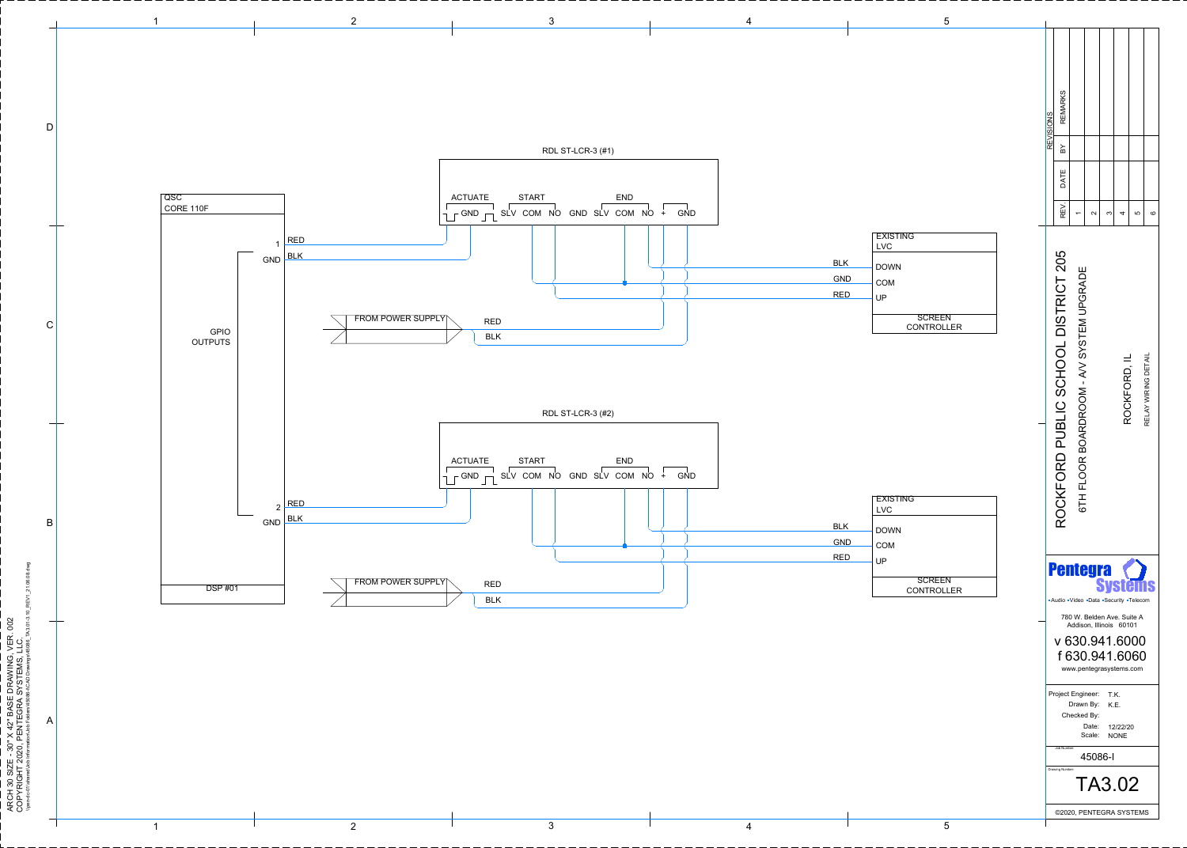RDL ST-LCR-3 (#1)

ACTUATE GND | START SLV COM NO | END GND SLV COM NO | + GND

QSC
CORE 110F

1 RED
GND BLK

GPIO
OUTPUTS

2 RED
GND BLK

DSP #01

FROM POWER SUPPLY — RED / BLK

EXISTING
LVC

BLK — DOWN
GND — COM
RED — UP

SCREEN
CONTROLLER

RDL ST-LCR-3 (#2)

ACTUATE GND | START SLV COM NO | END GND SLV COM NO | + GND

FROM POWER SUPPLY — RED / BLK

EXISTING
LVC

BLK — DOWN
GND — COM
RED — UP

SCREEN
CONTROLLER

| REV. | DATE | BY | REMARKS |
|---|---|---|---|
| 1 | | | |
| 2 | | | |
| 3 | | | |
| 4 | | | |
| 5 | | | |
| 6 | | | |

REVISIONS

# ROCKFORD PUBLIC SCHOOL DISTRICT 205

6TH FLOOR BOARDROOM - A/V SYSTEM UPGRADE

ROCKFORD, IL

RELAY WIRING DETAIL

**Pentegra Systems**

•Audio •Video •Data •Security •Telecom

780 W. Belden Ave. Suite A
Addison, Illinois 60101

v 630.941.6000
f 630.941.6060
www.pentegrasystems.com

Project Engineer: T.K.
Drawn By: K.E.
Checked By:
Date: 12/22/20
Scale: NONE

Job Number: 45086-I

Drawing Number: TA3.02

©2020, PENTEGRA SYSTEMS

ARCH 30 SIZE - 30" X 42" BASE DRAWING, VER. 002
COPYRIGHT 2020, PENTEGRA SYSTEMS, LLC.
\\pen-dc01\shared\Job Information\Job Folders\45086-ACAD Drawings\45086_TA3.01-3.10_REV1_21.06.08.dwg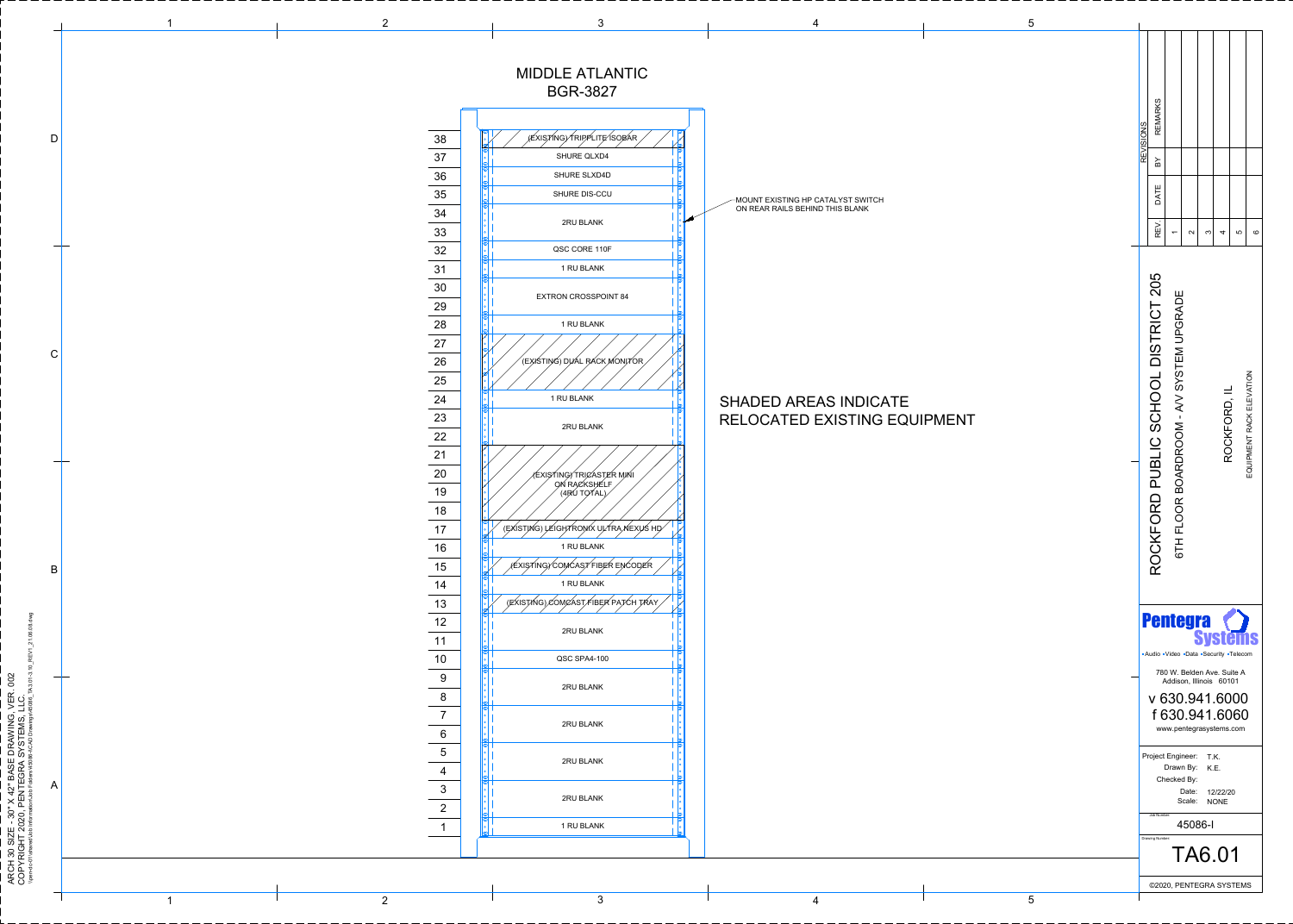# MIDDLE ATLANTIC BGR-3827

| RU | Equipment |
|---|---|
| 38 | (EXISTING) TRIPPLITE ISOBAR |
| 37 | SHURE QLXD4 |
| 36 | SHURE SLXD4D |
| 35 | SHURE DIS-CCU |
| 34 | 2RU BLANK |
| 33 | |
| 32 | QSC CORE 110F |
| 31 | 1 RU BLANK |
| 30 | EXTRON CROSSPOINT 84 |
| 29 | |
| 28 | 1 RU BLANK |
| 27 | (EXISTING) DUAL RACK MONITOR |
| 26 | |
| 25 | |
| 24 | 1 RU BLANK |
| 23 | 2RU BLANK |
| 22 | |
| 21 | (EXISTING) TRICASTER MINI ON RACKSHELF (4RU TOTAL) |
| 20 | |
| 19 | |
| 18 | |
| 17 | (EXISTING) LEIGHTRONIX ULTRA NEXUS HD |
| 16 | 1 RU BLANK |
| 15 | (EXISTING) COMCAST FIBER ENCODER |
| 14 | 1 RU BLANK |
| 13 | (EXISTING) COMCAST FIBER PATCH TRAY |
| 12 | 2RU BLANK |
| 11 | |
| 10 | QSC SPA4-100 |
| 9 | 2RU BLANK |
| 8 | |
| 7 | 2RU BLANK |
| 6 | |
| 5 | 2RU BLANK |
| 4 | |
| 3 | 2RU BLANK |
| 2 | |
| 1 | 1 RU BLANK |

MOUNT EXISTING HP CATALYST SWITCH ON REAR RAILS BEHIND THIS BLANK

SHADED AREAS INDICATE RELOCATED EXISTING EQUIPMENT

| REV. | DATE | BY | REVISIONS REMARKS |
|---|---|---|---|
| 1 | | | |
| 2 | | | |
| 3 | | | |
| 4 | | | |
| 5 | | | |
| 6 | | | |

ROCKFORD PUBLIC SCHOOL DISTRICT 205
6TH FLOOR BOARDROOM - A/V SYSTEM UPGRADE
ROCKFORD, IL
EQUIPMENT RACK ELEVATION

**Pentegra Systems**
•Audio •Video •Data •Security •Telecom
780 W. Belden Ave. Suite A
Addison, Illinois 60101
v 630.941.6000
f 630.941.6060
www.pentegrasystems.com

Project Engineer: T.K.
Drawn By: K.E.
Checked By:
Date: 12/22/20
Scale: NONE

Job Number: 45086-I

Drawing Number: TA6.01

©2020, PENTEGRA SYSTEMS

ARCH 30 SIZE - 30" X 42" BASE DRAWING, VER. 002
COPYRIGHT 2020, PENTEGRA SYSTEMS, LLC.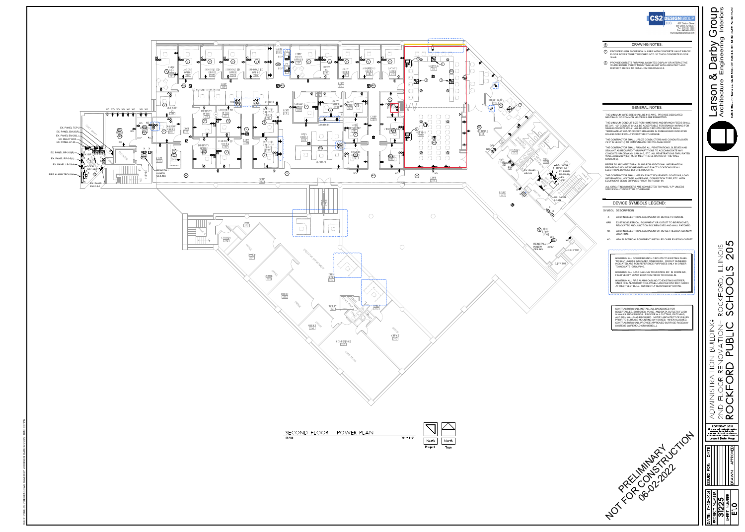## DRAWING NOTES:

1. PROVIDE FLUSH FLOOR BOX IN AREA WITH CONCRETE VAULT BELOW. FLOOR BOXES TO BE TRENCHED INTO 10" THICK CONCRETE FLOOR SLAB.
2. PROVIDE OUTLETS FOR WALL MOUNTED DISPLAY OR INTERACTIVE WHITE BOARD. VERIFY MOUNTING HEIGHT WITH ARCHITECT AND DISTRICT. REFER TO DETAIL ON DRAWING E3.0.

## GENERAL NOTES:

THE MINIMUM WIRE SIZE SHALL BE #12 AWG. PROVIDE DEDICATED NEUTRALS. NO COMMON NEUTRALS ARE PERMITTED.

THE MINIMUM CONDUIT SIZE FOR HOMERUNS AND BRANCH FEEDS SHALL BE 3/4". 1/2" CONDUIT SHALL BE ACCEPTABLE FOR BRANCH WIRING FOR SINGLE CIRCUITS ONLY. ALL BRANCH CIRCUITS CIRCUITS SHALL TERMINATE AT 20A-1P CIRCUIT BREAKERS IN PANELBOARD INDICATED UNLESS SPECIFICALLY INDICATED OTHERWISE.

THE CONTRACTOR SHALL UPSIZE CONDUCTORS AND CONDUITS (OVER 75'-0" IN LENGTH) TO COMPENSATE FOR VOLTAGE DROP.

THE CONTRACTOR SHALL PROVIDE ALL PENETRATIONS, SLEEVES AND SEALANT AS REQUIRED THRU PARTITIONS TO ACCOMMODATE ANY CONDUITS / RACEWAYS, CABLING, ETC. ALL PENETRATIONS THRU RATED WALL ASSEMBLY(IES) MUST MEET THE UL RATING OF THE WALL SYSTEM(S).

REFER TO ARCHITECTURAL PLANS FOR ADDITIONAL INFORMATION REGARDING MOUNTING HEIGHTS AND EXACT LOCATIONS OF ALL ELECTRICAL DEVICES BEFORE ROUGH-IN.

THE CONTRACTOR SHALL VERIFY EXACT EQUIPMENT LOCATIONS, LOAD INFORMATION, VOLTAGE, AMPERAGE, CONNECTION TYPE, ETC. WITH EQUIPMENT BEING SUPPLIED PRIOR TO ROUGH-IN.

ALL CIRCUITING NUMBERS ARE CONNECTED TO PANEL "LP" UNLESS SPECIFICALLY INDICATED OTHERWISE.

## DEVICE SYMBOLS LEGEND:

| SYMBOL | DESCRIPTION |
|---|---|
| X | EXISTING ELECTRICAL EQUIPMENT OR DEVICE TO REMAIN. |
| XRR | EXISTING ELECTRICAL EQUIPMENT OR OUTLET TO BE REMOVED, RELOCATED AND JUNCTION BOX REMOVED AND WALL PATCHED. |
| XR | EXISTING ELECTRICAL EQUIPMENT OR OUTLET RELOCATED (NEW LOCATION). |
| XO | NEW ELECTRICAL EQUIPMENT INSTALLED OVER EXISTING OUTLET. |

HOMERUN ALL POWER BRANCH CIRCUITS TO EXISTING PANEL "RP-2-N" UNLESS INDICATED OTHERWISE. CIRCUIT NUMBERS INDICATED ARE FOR REFERENCE PURPOSES ONLY IN ORDER TO INDICATE GROUPING.

HOMERUN ALL DATA CABLING TO EXISTING IDF IN ROOM 029, FIELD VERIFY EXACT LOCATION PRIOR TO ROUGH-IN.

HOMERUN ALL FIRE ALARM CABLING TO EXISTING NOTIFIER, ONYX FIRE ALARM CONTROL PANEL LOCATED ON FIRST FLOOR AT WEST VESTIBULE. CURRENTLY SERVICED BY CINTAS.

CONTRACTOR SHALL INSTALL ALL BACKBOXES FOR RECEPTACLES, SWITCHES, VOICE, AND DATA OUTLETS FLUSH IN WALLS AND CEILINGS. PROVIDE ALL CUTTING, PATCHING, AND FISH WALLS AS REQUIRED. NOTIFY ARCHITECT OF ISSUES PRIOR TO SURFACE MOUNTING ANY BOXES. WHEN ALLOWED, CONTRACTOR SHALL PROVIDE APPROVED SURFACE RACEWAY SYSTEMS (WIREMOLD OR HUBBELL).

SECOND FLOOR – POWER PLAN

SCALE 1/8" = 1'-0"

North Project — North True

PRELIMINARY NOT FOR CONSTRUCTION 06-02-2022

CS2 DESIGN GROUP LLC

Larson & Darby Group
Architecture Engineering Interiors

ADMINISTRATION BUILDING
2ND FLOOR RENOVATION - ROCKFORD, ILLINOIS
ROCKFORD PUBLIC SCHOOLS 205

COPYRIGHT 2021 Larson & Darby Group

| DATE | 11-03-2021 |
|---|---|
| PROJECT NUMBER | 31225 |
| SHEET NUMBER | E1.0 |
| ISSUED FOR | DATE |
| DRAWN | APPROVED |